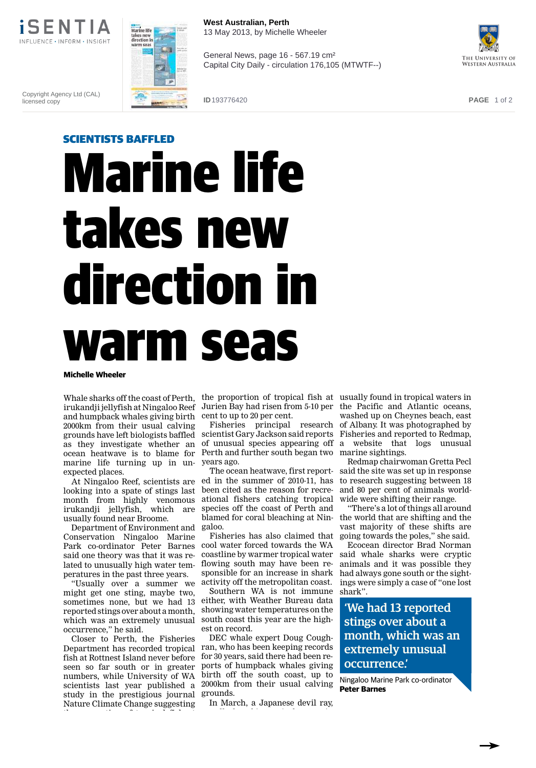West Australian, Perth
13 May 2013, by Michelle Wheeler

General News, page 16 - 567.19 cm²
Capital City Daily - circulation 176,105 (MTWTF--)

Copyright Agency Ltd (CAL) licensed copy

ID 193776420

**SCIENTISTS BAFFLED**

# Marine life takes new direction in warm seas

**Michelle Wheeler**

Whale sharks off the coast of Perth, irukandji jellyfish at Ningaloo Reef and humpback whales giving birth 2000km from their usual calving grounds have left biologists baffled as they investigate whether an ocean heatwave is to blame for marine life turning up in unexpected places.

At Ningaloo Reef, scientists are looking into a spate of stings last month from highly venomous irukandji jellyfish, which are usually found near Broome.

Department of Environment and Conservation Ningaloo Marine Park co-ordinator Peter Barnes said one theory was that it was related to unusually high water temperatures in the past three years.

"Usually over a summer we might get one sting, maybe two, sometimes none, but we had 13 reported stings over about a month, which was an extremely unusual occurrence," he said.

Closer to Perth, the Fisheries Department has recorded tropical fish at Rottnest Island never before seen so far south or in greater numbers, while University of WA scientists last year published a study in the prestigious journal Nature Climate Change suggesting the proportion of tropical fish at Jurien Bay had risen from 5-10 per cent to up to 20 per cent.

Fisheries principal research scientist Gary Jackson said reports of unusual species appearing off Perth and further south began two years ago.

The ocean heatwave, first reported in the summer of 2010-11, has been cited as the reason for recreational fishers catching tropical species off the coast of Perth and blamed for coral bleaching at Ningaloo.

Fisheries has also claimed that cool water forced towards the WA coastline by warmer tropical water flowing south may have been responsible for an increase in shark activity off the metropolitan coast.

Southern WA is not immune either, with Weather Bureau data showing water temperatures on the south coast this year are the highest on record.

DEC whale expert Doug Coughran, who has been keeping records for 30 years, said there had been reports of humpback whales giving birth off the south coast, up to 2000km from their usual calving grounds.

In March, a Japanese devil ray, usually found in tropical waters in the Pacific and Atlantic oceans, washed up on Cheynes beach, east of Albany. It was photographed by Fisheries and reported to Redmap, a website that logs unusual marine sightings.

Redmap chairwoman Gretta Pecl said the site was set up in response to research suggesting between 18 and 80 per cent of animals worldwide were shifting their range.

"There's a lot of things all around the world that are shifting and the vast majority of these shifts are going towards the poles," she said.

Ecocean director Brad Norman said whale sharks were cryptic animals and it was possible they had always gone south or the sightings were simply a case of "one lost shark".

> 'We had 13 reported stings over about a month, which was an extremely unusual occurrence.'
>
> Ningaloo Marine Park co-ordinator **Peter Barnes**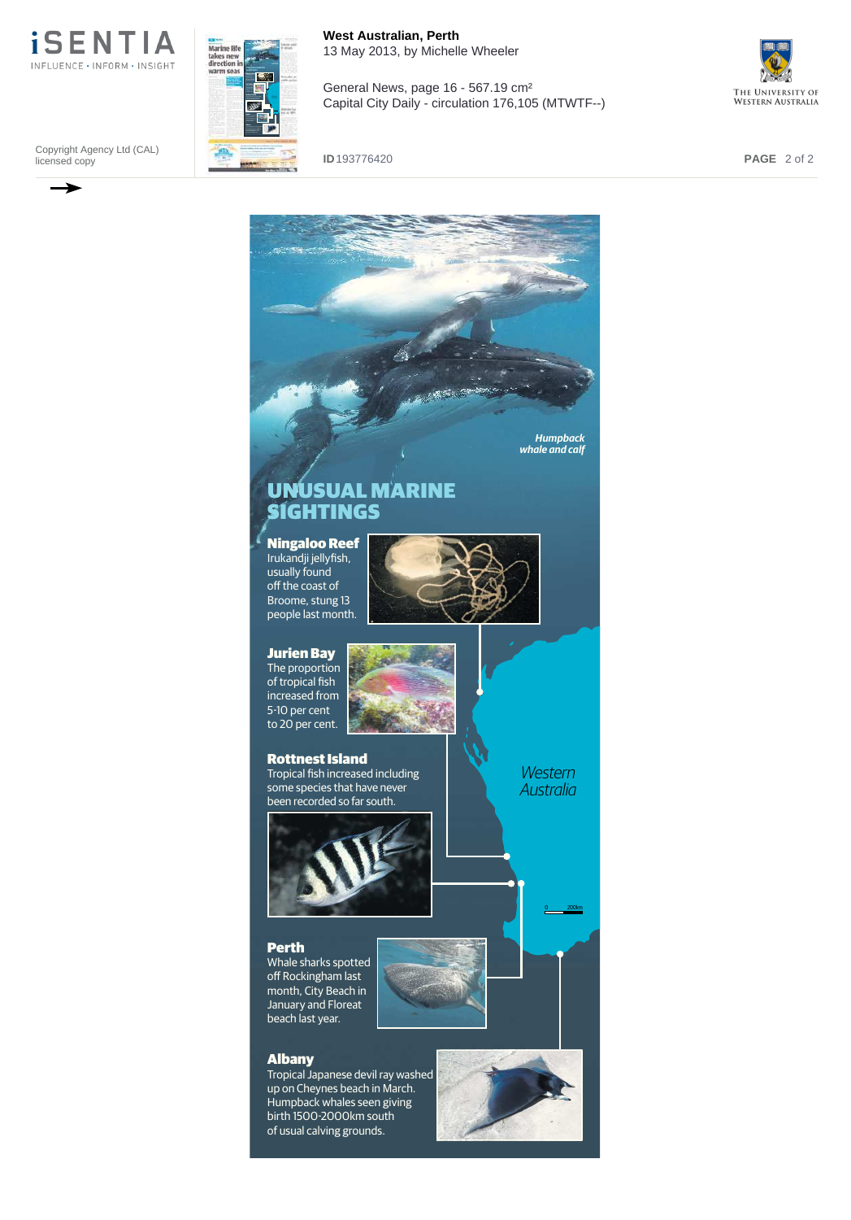*Humpback whale and calf*

## UNUSUAL MARINE SIGHTINGS

**Ningaloo Reef**
Irukandji jellyfish, usually found off the coast of Broome, stung 13 people last month.

**Jurien Bay**
The proportion of tropical fish increased from 5-10 per cent to 20 per cent.

**Rottnest Island**
Tropical fish increased including some species that have never been recorded so far south.

**Perth**
Whale sharks spotted off Rockingham last month, City Beach in January and Floreat beach last year.

**Albany**
Tropical Japanese devil ray washed up on Cheynes beach in March. Humpback whales seen giving birth 1500-2000km south of usual calving grounds.

*Western Australia*

0 200km